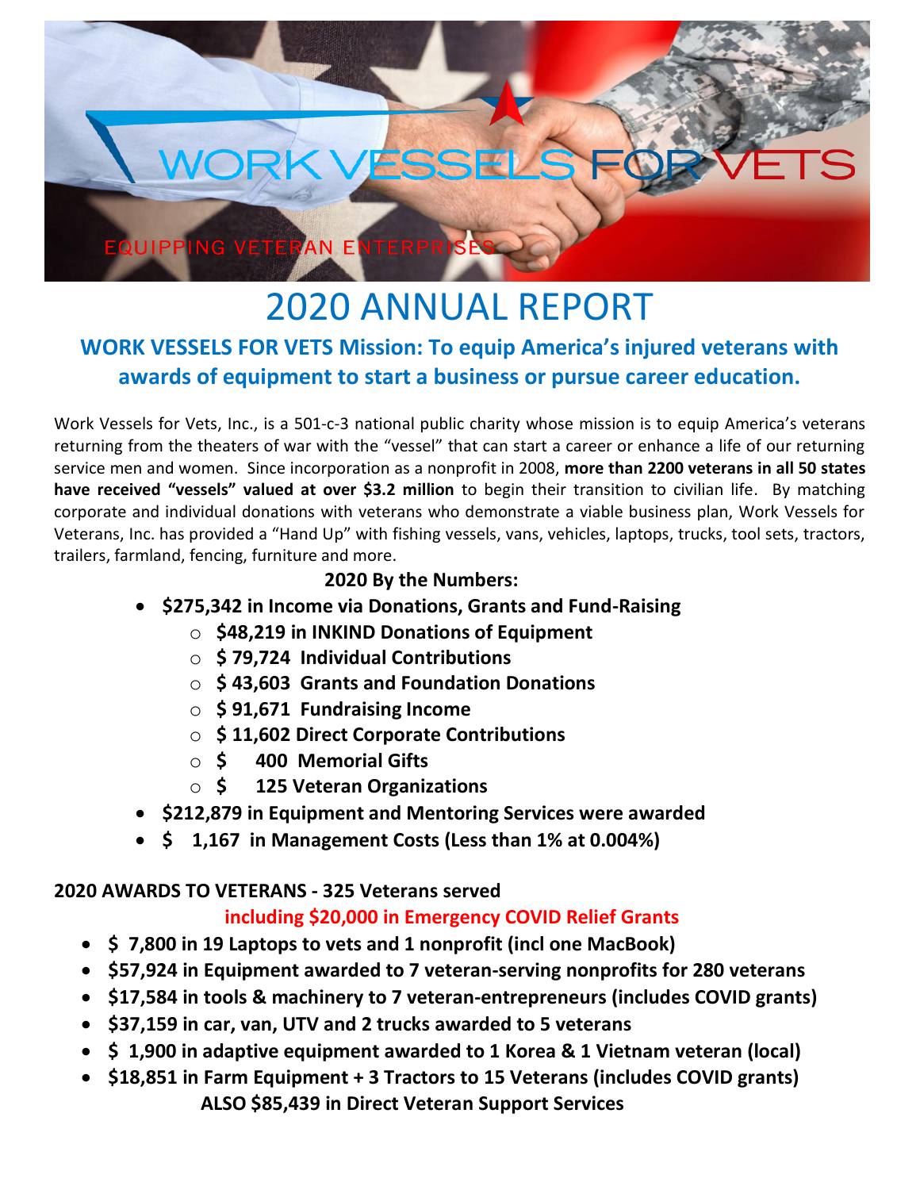WORK VESSELS FOR VETS

EQUIPPING VETERAN ENTERPRISES

# 2020 ANNUAL REPORT

## WORK VESSELS FOR VETS Mission: To equip America's injured veterans with awards of equipment to start a business or pursue career education.

Work Vessels for Vets, Inc., is a 501-c-3 national public charity whose mission is to equip America's veterans returning from the theaters of war with the "vessel" that can start a career or enhance a life of our returning service men and women. Since incorporation as a nonprofit in 2008, **more than 2200 veterans in all 50 states have received "vessels" valued at over $3.2 million** to begin their transition to civilian life. By matching corporate and individual donations with veterans who demonstrate a viable business plan, Work Vessels for Veterans, Inc. has provided a "Hand Up" with fishing vessels, vans, vehicles, laptops, trucks, tool sets, tractors, trailers, farmland, fencing, furniture and more.

**2020 By the Numbers:**

- **$275,342 in Income via Donations, Grants and Fund-Raising**
  - **$48,219 in INKIND Donations of Equipment**
  - **$ 79,724 Individual Contributions**
  - **$ 43,603 Grants and Foundation Donations**
  - **$ 91,671 Fundraising Income**
  - **$ 11,602 Direct Corporate Contributions**
  - **$ 400 Memorial Gifts**
  - **$ 125 Veteran Organizations**
- **$212,879 in Equipment and Mentoring Services were awarded**
- **$ 1,167 in Management Costs (Less than 1% at 0.004%)**

**2020 AWARDS TO VETERANS - 325 Veterans served**

**including $20,000 in Emergency COVID Relief Grants**

- **$ 7,800 in 19 Laptops to vets and 1 nonprofit (incl one MacBook)**
- **$57,924 in Equipment awarded to 7 veteran-serving nonprofits for 280 veterans**
- **$17,584 in tools & machinery to 7 veteran-entrepreneurs (includes COVID grants)**
- **$37,159 in car, van, UTV and 2 trucks awarded to 5 veterans**
- **$ 1,900 in adaptive equipment awarded to 1 Korea & 1 Vietnam veteran (local)**
- **$18,851 in Farm Equipment + 3 Tractors to 15 Veterans (includes COVID grants)**

**ALSO $85,439 in Direct Veteran Support Services**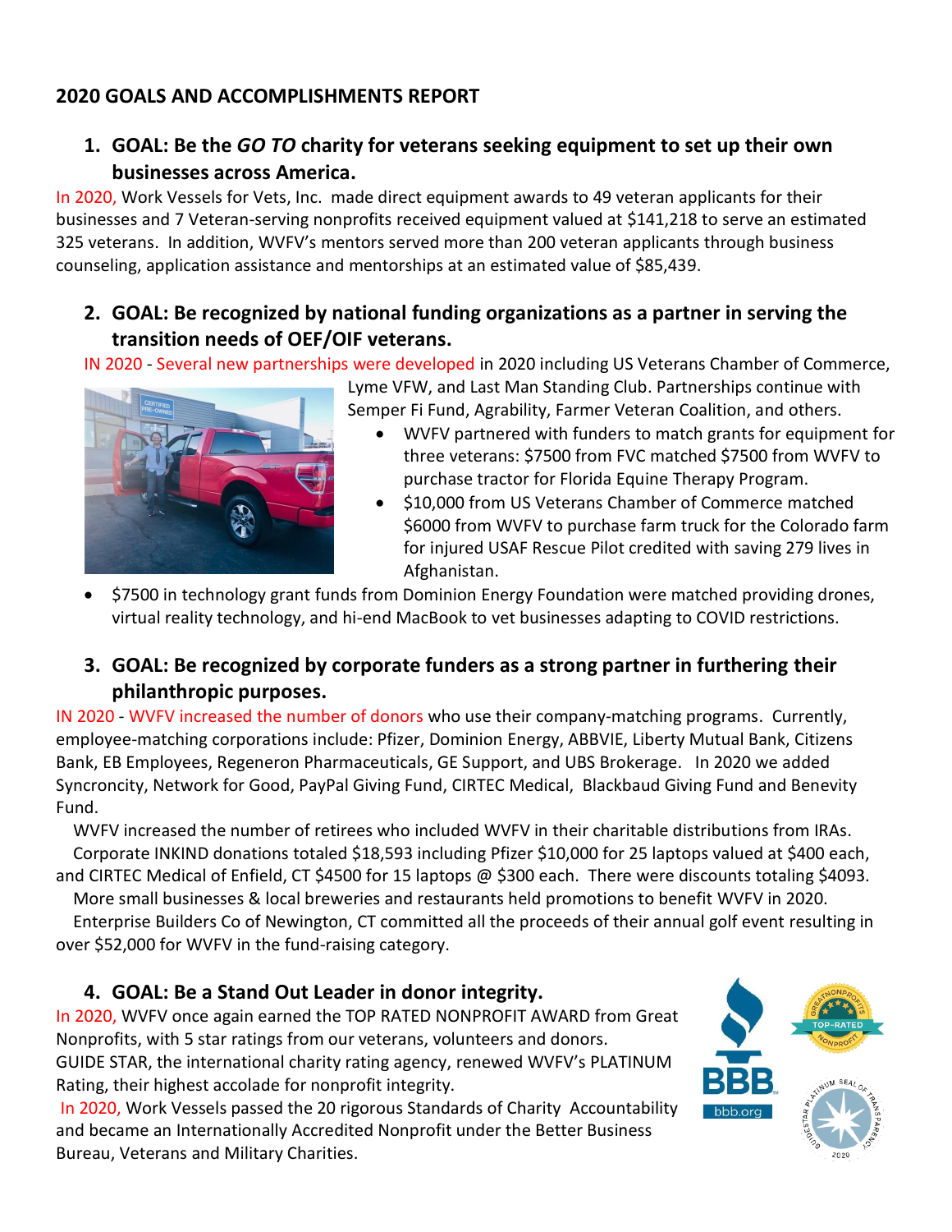## 2020 GOALS AND ACCOMPLISHMENTS REPORT

### 1. GOAL: Be the *GO TO* charity for veterans seeking equipment to set up their own businesses across America.

In 2020, Work Vessels for Vets, Inc. made direct equipment awards to 49 veteran applicants for their businesses and 7 Veteran-serving nonprofits received equipment valued at $141,218 to serve an estimated 325 veterans. In addition, WVFV's mentors served more than 200 veteran applicants through business counseling, application assistance and mentorships at an estimated value of $85,439.

### 2. GOAL: Be recognized by national funding organizations as a partner in serving the transition needs of OEF/OIF veterans.

IN 2020 - Several new partnerships were developed in 2020 including US Veterans Chamber of Commerce, Lyme VFW, and Last Man Standing Club. Partnerships continue with Semper Fi Fund, Agrability, Farmer Veteran Coalition, and others.

- WVFV partnered with funders to match grants for equipment for three veterans: $7500 from FVC matched $7500 from WVFV to purchase tractor for Florida Equine Therapy Program.
- $10,000 from US Veterans Chamber of Commerce matched $6000 from WVFV to purchase farm truck for the Colorado farm for injured USAF Rescue Pilot credited with saving 279 lives in Afghanistan.
- $7500 in technology grant funds from Dominion Energy Foundation were matched providing drones, virtual reality technology, and hi-end MacBook to vet businesses adapting to COVID restrictions.

### 3. GOAL: Be recognized by corporate funders as a strong partner in furthering their philanthropic purposes.

IN 2020 - WVFV increased the number of donors who use their company-matching programs. Currently, employee-matching corporations include: Pfizer, Dominion Energy, ABBVIE, Liberty Mutual Bank, Citizens Bank, EB Employees, Regeneron Pharmaceuticals, GE Support, and UBS Brokerage. In 2020 we added Syncroncity, Network for Good, PayPal Giving Fund, CIRTEC Medical, Blackbaud Giving Fund and Benevity Fund.

WVFV increased the number of retirees who included WVFV in their charitable distributions from IRAs.

Corporate INKIND donations totaled $18,593 including Pfizer $10,000 for 25 laptops valued at $400 each, and CIRTEC Medical of Enfield, CT $4500 for 15 laptops @ $300 each. There were discounts totaling $4093.

More small businesses & local breweries and restaurants held promotions to benefit WVFV in 2020.

Enterprise Builders Co of Newington, CT committed all the proceeds of their annual golf event resulting in over $52,000 for WVFV in the fund-raising category.

### 4. GOAL: Be a Stand Out Leader in donor integrity.

In 2020, WVFV once again earned the TOP RATED NONPROFIT AWARD from Great Nonprofits, with 5 star ratings from our veterans, volunteers and donors.

GUIDE STAR, the international charity rating agency, renewed WVFV's PLATINUM Rating, their highest accolade for nonprofit integrity.

In 2020, Work Vessels passed the 20 rigorous Standards of Charity Accountability and became an Internationally Accredited Nonprofit under the Better Business Bureau, Veterans and Military Charities.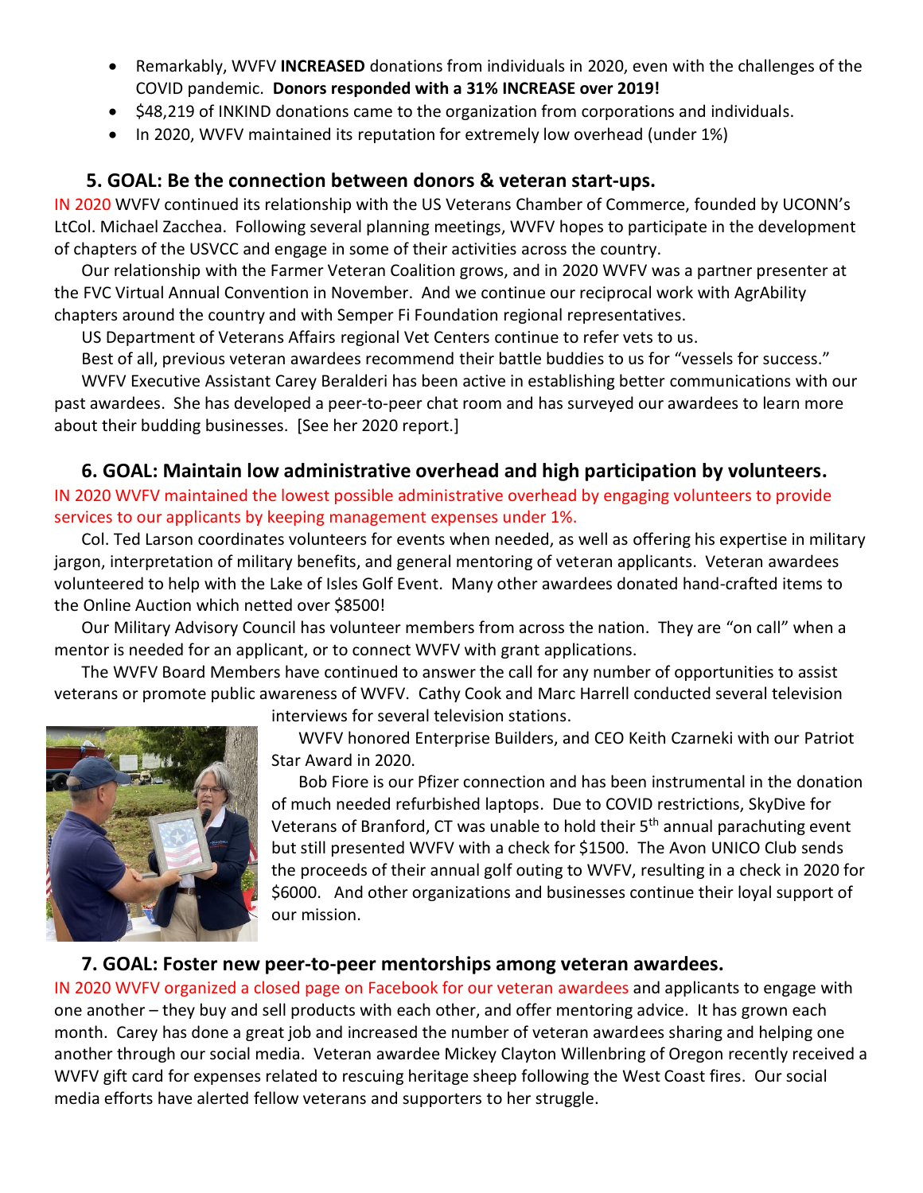- Remarkably, WVFV **INCREASED** donations from individuals in 2020, even with the challenges of the COVID pandemic. **Donors responded with a 31% INCREASE over 2019!**
- $48,219 of INKIND donations came to the organization from corporations and individuals.
- In 2020, WVFV maintained its reputation for extremely low overhead (under 1%)

### 5. GOAL: Be the connection between donors & veteran start-ups.

IN 2020 WVFV continued its relationship with the US Veterans Chamber of Commerce, founded by UCONN's LtCol. Michael Zacchea. Following several planning meetings, WVFV hopes to participate in the development of chapters of the USVCC and engage in some of their activities across the country.

Our relationship with the Farmer Veteran Coalition grows, and in 2020 WVFV was a partner presenter at the FVC Virtual Annual Convention in November. And we continue our reciprocal work with AgrAbility chapters around the country and with Semper Fi Foundation regional representatives.

US Department of Veterans Affairs regional Vet Centers continue to refer vets to us.

Best of all, previous veteran awardees recommend their battle buddies to us for "vessels for success."

WVFV Executive Assistant Carey Beralderi has been active in establishing better communications with our past awardees. She has developed a peer-to-peer chat room and has surveyed our awardees to learn more about their budding businesses. [See her 2020 report.]

### 6. GOAL: Maintain low administrative overhead and high participation by volunteers.

IN 2020 WVFV maintained the lowest possible administrative overhead by engaging volunteers to provide services to our applicants by keeping management expenses under 1%.

Col. Ted Larson coordinates volunteers for events when needed, as well as offering his expertise in military jargon, interpretation of military benefits, and general mentoring of veteran applicants. Veteran awardees volunteered to help with the Lake of Isles Golf Event. Many other awardees donated hand-crafted items to the Online Auction which netted over $8500!

Our Military Advisory Council has volunteer members from across the nation. They are "on call" when a mentor is needed for an applicant, or to connect WVFV with grant applications.

The WVFV Board Members have continued to answer the call for any number of opportunities to assist veterans or promote public awareness of WVFV. Cathy Cook and Marc Harrell conducted several television interviews for several television stations.

WVFV honored Enterprise Builders, and CEO Keith Czarneki with our Patriot Star Award in 2020.

Bob Fiore is our Pfizer connection and has been instrumental in the donation of much needed refurbished laptops. Due to COVID restrictions, SkyDive for Veterans of Branford, CT was unable to hold their 5th annual parachuting event but still presented WVFV with a check for $1500. The Avon UNICO Club sends the proceeds of their annual golf outing to WVFV, resulting in a check in 2020 for $6000. And other organizations and businesses continue their loyal support of our mission.

### 7. GOAL: Foster new peer-to-peer mentorships among veteran awardees.

IN 2020 WVFV organized a closed page on Facebook for our veteran awardees and applicants to engage with one another – they buy and sell products with each other, and offer mentoring advice. It has grown each month. Carey has done a great job and increased the number of veteran awardees sharing and helping one another through our social media. Veteran awardee Mickey Clayton Willenbring of Oregon recently received a WVFV gift card for expenses related to rescuing heritage sheep following the West Coast fires. Our social media efforts have alerted fellow veterans and supporters to her struggle.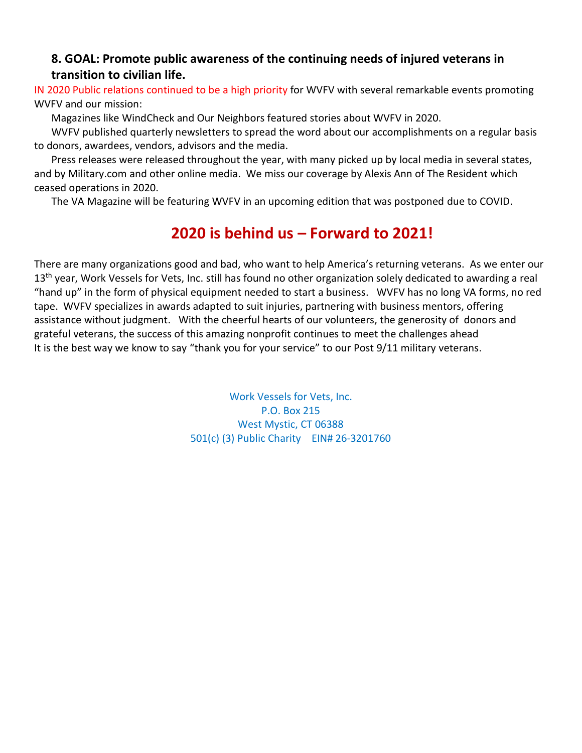### 8. GOAL: Promote public awareness of the continuing needs of injured veterans in transition to civilian life.

IN 2020 Public relations continued to be a high priority for WVFV with several remarkable events promoting WVFV and our mission:

Magazines like WindCheck and Our Neighbors featured stories about WVFV in 2020.

WVFV published quarterly newsletters to spread the word about our accomplishments on a regular basis to donors, awardees, vendors, advisors and the media.

Press releases were released throughout the year, with many picked up by local media in several states, and by Military.com and other online media. We miss our coverage by Alexis Ann of The Resident which ceased operations in 2020.

The VA Magazine will be featuring WVFV in an upcoming edition that was postponed due to COVID.

## 2020 is behind us – Forward to 2021!

There are many organizations good and bad, who want to help America's returning veterans. As we enter our 13th year, Work Vessels for Vets, Inc. still has found no other organization solely dedicated to awarding a real "hand up" in the form of physical equipment needed to start a business. WVFV has no long VA forms, no red tape. WVFV specializes in awards adapted to suit injuries, partnering with business mentors, offering assistance without judgment. With the cheerful hearts of our volunteers, the generosity of donors and grateful veterans, the success of this amazing nonprofit continues to meet the challenges ahead
It is the best way we know to say "thank you for your service" to our Post 9/11 military veterans.

Work Vessels for Vets, Inc.
P.O. Box 215
West Mystic, CT 06388
501(c) (3) Public Charity EIN# 26-3201760